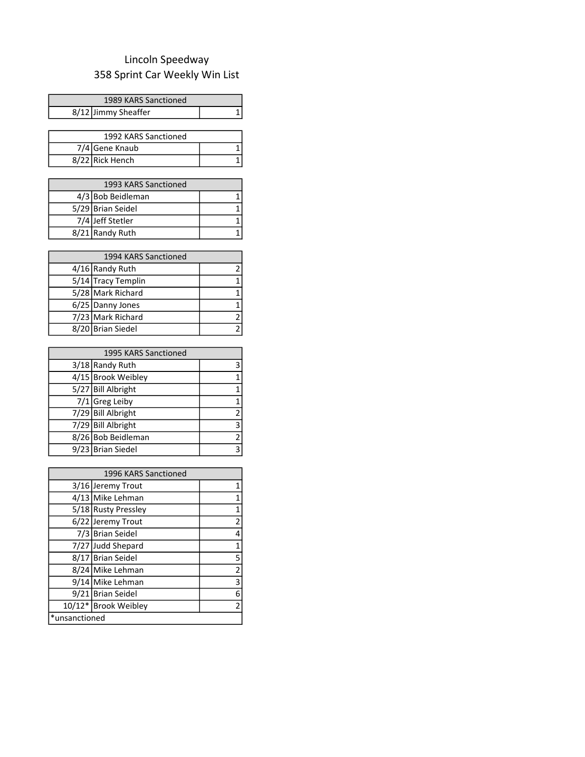# Lincoln Speedway
## 358 Sprint Car Weekly Win List

| 1989 KARS Sanctioned | | |
|---|---|---|
| 8/12 | Jimmy Sheaffer | 1 |

| 1992 KARS Sanctioned | | |
|---|---|---|
| 7/4 | Gene Knaub | 1 |
| 8/22 | Rick Hench | 1 |

| 1993 KARS Sanctioned | | |
|---|---|---|
| 4/3 | Bob Beidleman | 1 |
| 5/29 | Brian Seidel | 1 |
| 7/4 | Jeff Stetler | 1 |
| 8/21 | Randy Ruth | 1 |

| 1994 KARS Sanctioned | | |
|---|---|---|
| 4/16 | Randy Ruth | 2 |
| 5/14 | Tracy Templin | 1 |
| 5/28 | Mark Richard | 1 |
| 6/25 | Danny Jones | 1 |
| 7/23 | Mark Richard | 2 |
| 8/20 | Brian Siedel | 2 |

| 1995 KARS Sanctioned | | |
|---|---|---|
| 3/18 | Randy Ruth | 3 |
| 4/15 | Brook Weibley | 1 |
| 5/27 | Bill Albright | 1 |
| 7/1 | Greg Leiby | 1 |
| 7/29 | Bill Albright | 2 |
| 7/29 | Bill Albright | 3 |
| 8/26 | Bob Beidleman | 2 |
| 9/23 | Brian Siedel | 3 |

| 1996 KARS Sanctioned | | |
|---|---|---|
| 3/16 | Jeremy Trout | 1 |
| 4/13 | Mike Lehman | 1 |
| 5/18 | Rusty Pressley | 1 |
| 6/22 | Jeremy Trout | 2 |
| 7/3 | Brian Seidel | 4 |
| 7/27 | Judd Shepard | 1 |
| 8/17 | Brian Seidel | 5 |
| 8/24 | Mike Lehman | 2 |
| 9/14 | Mike Lehman | 3 |
| 9/21 | Brian Seidel | 6 |
| 10/12* | Brook Weibley | 2 |
| *unsanctioned | | |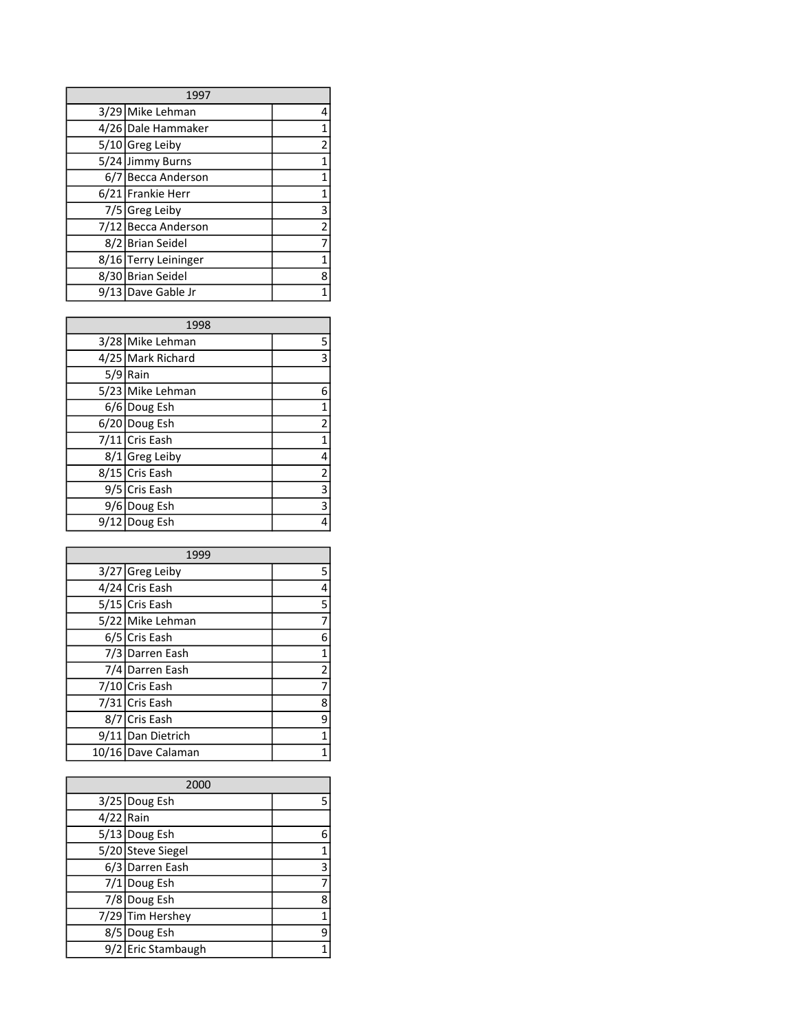| 1997 | | |
|---|---|---|
| 3/29 | Mike Lehman | 4 |
| 4/26 | Dale Hammaker | 1 |
| 5/10 | Greg Leiby | 2 |
| 5/24 | Jimmy Burns | 1 |
| 6/7 | Becca Anderson | 1 |
| 6/21 | Frankie Herr | 1 |
| 7/5 | Greg Leiby | 3 |
| 7/12 | Becca Anderson | 2 |
| 8/2 | Brian Seidel | 7 |
| 8/16 | Terry Leininger | 1 |
| 8/30 | Brian Seidel | 8 |
| 9/13 | Dave Gable Jr | 1 |

| 1998 | | |
|---|---|---|
| 3/28 | Mike Lehman | 5 |
| 4/25 | Mark Richard | 3 |
| 5/9 | Rain | |
| 5/23 | Mike Lehman | 6 |
| 6/6 | Doug Esh | 1 |
| 6/20 | Doug Esh | 2 |
| 7/11 | Cris Eash | 1 |
| 8/1 | Greg Leiby | 4 |
| 8/15 | Cris Eash | 2 |
| 9/5 | Cris Eash | 3 |
| 9/6 | Doug Esh | 3 |
| 9/12 | Doug Esh | 4 |

| 1999 | | |
|---|---|---|
| 3/27 | Greg Leiby | 5 |
| 4/24 | Cris Eash | 4 |
| 5/15 | Cris Eash | 5 |
| 5/22 | Mike Lehman | 7 |
| 6/5 | Cris Eash | 6 |
| 7/3 | Darren Eash | 1 |
| 7/4 | Darren Eash | 2 |
| 7/10 | Cris Eash | 7 |
| 7/31 | Cris Eash | 8 |
| 8/7 | Cris Eash | 9 |
| 9/11 | Dan Dietrich | 1 |
| 10/16 | Dave Calaman | 1 |

| 2000 | | |
|---|---|---|
| 3/25 | Doug Esh | 5 |
| 4/22 | Rain | |
| 5/13 | Doug Esh | 6 |
| 5/20 | Steve Siegel | 1 |
| 6/3 | Darren Eash | 3 |
| 7/1 | Doug Esh | 7 |
| 7/8 | Doug Esh | 8 |
| 7/29 | Tim Hershey | 1 |
| 8/5 | Doug Esh | 9 |
| 9/2 | Eric Stambaugh | 1 |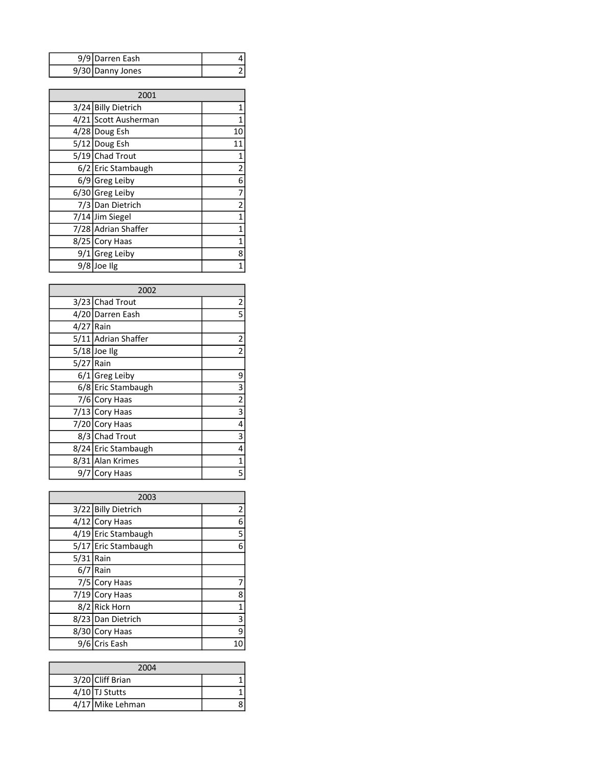| | | |
|---|---|---|
| 9/9 | Darren Eash | 4 |
| 9/30 | Danny Jones | 2 |

| 2001 | | |
|---|---|---|
| 3/24 | Billy Dietrich | 1 |
| 4/21 | Scott Ausherman | 1 |
| 4/28 | Doug Esh | 10 |
| 5/12 | Doug Esh | 11 |
| 5/19 | Chad Trout | 1 |
| 6/2 | Eric Stambaugh | 2 |
| 6/9 | Greg Leiby | 6 |
| 6/30 | Greg Leiby | 7 |
| 7/3 | Dan Dietrich | 2 |
| 7/14 | Jim Siegel | 1 |
| 7/28 | Adrian Shaffer | 1 |
| 8/25 | Cory Haas | 1 |
| 9/1 | Greg Leiby | 8 |
| 9/8 | Joe Ilg | 1 |

| 2002 | | |
|---|---|---|
| 3/23 | Chad Trout | 2 |
| 4/20 | Darren Eash | 5 |
| 4/27 | Rain | |
| 5/11 | Adrian Shaffer | 2 |
| 5/18 | Joe Ilg | 2 |
| 5/27 | Rain | |
| 6/1 | Greg Leiby | 9 |
| 6/8 | Eric Stambaugh | 3 |
| 7/6 | Cory Haas | 2 |
| 7/13 | Cory Haas | 3 |
| 7/20 | Cory Haas | 4 |
| 8/3 | Chad Trout | 3 |
| 8/24 | Eric Stambaugh | 4 |
| 8/31 | Alan Krimes | 1 |
| 9/7 | Cory Haas | 5 |

| 2003 | | |
|---|---|---|
| 3/22 | Billy Dietrich | 2 |
| 4/12 | Cory Haas | 6 |
| 4/19 | Eric Stambaugh | 5 |
| 5/17 | Eric Stambaugh | 6 |
| 5/31 | Rain | |
| 6/7 | Rain | |
| 7/5 | Cory Haas | 7 |
| 7/19 | Cory Haas | 8 |
| 8/2 | Rick Horn | 1 |
| 8/23 | Dan Dietrich | 3 |
| 8/30 | Cory Haas | 9 |
| 9/6 | Cris Eash | 10 |

| 2004 | | |
|---|---|---|
| 3/20 | Cliff Brian | 1 |
| 4/10 | TJ Stutts | 1 |
| 4/17 | Mike Lehman | 8 |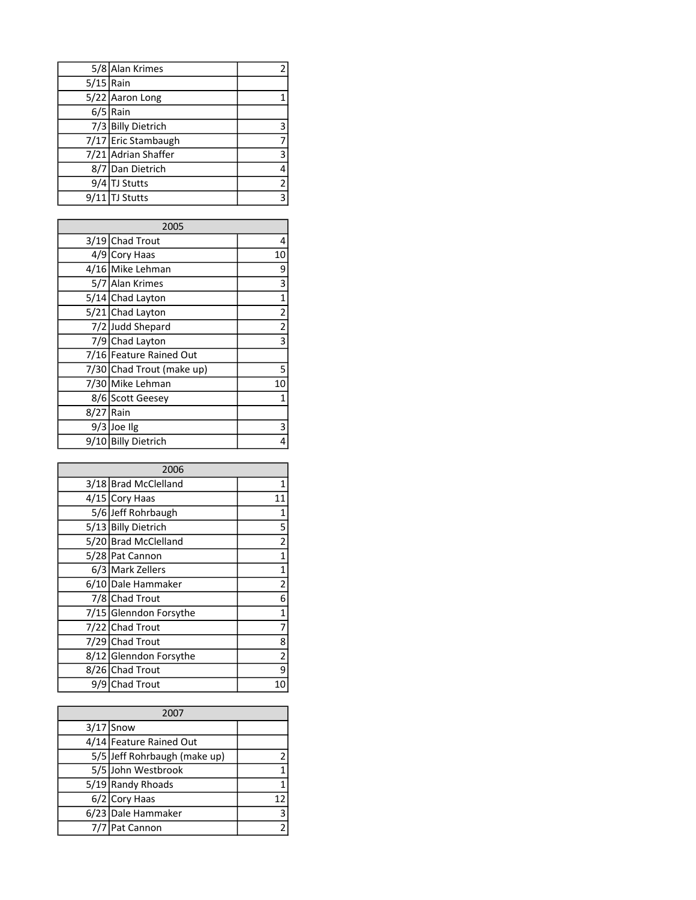| | | |
|---|---|---|
| 5/8 | Alan Krimes | 2 |
| 5/15 | Rain | |
| 5/22 | Aaron Long | 1 |
| 6/5 | Rain | |
| 7/3 | Billy Dietrich | 3 |
| 7/17 | Eric Stambaugh | 7 |
| 7/21 | Adrian Shaffer | 3 |
| 8/7 | Dan Dietrich | 4 |
| 9/4 | TJ Stutts | 2 |
| 9/11 | TJ Stutts | 3 |

| 2005 | | |
|---|---|---|
| 3/19 | Chad Trout | 4 |
| 4/9 | Cory Haas | 10 |
| 4/16 | Mike Lehman | 9 |
| 5/7 | Alan Krimes | 3 |
| 5/14 | Chad Layton | 1 |
| 5/21 | Chad Layton | 2 |
| 7/2 | Judd Shepard | 2 |
| 7/9 | Chad Layton | 3 |
| 7/16 | Feature Rained Out | |
| 7/30 | Chad Trout (make up) | 5 |
| 7/30 | Mike Lehman | 10 |
| 8/6 | Scott Geesey | 1 |
| 8/27 | Rain | |
| 9/3 | Joe Ilg | 3 |
| 9/10 | Billy Dietrich | 4 |

| 2006 | | |
|---|---|---|
| 3/18 | Brad McClelland | 1 |
| 4/15 | Cory Haas | 11 |
| 5/6 | Jeff Rohrbaugh | 1 |
| 5/13 | Billy Dietrich | 5 |
| 5/20 | Brad McClelland | 2 |
| 5/28 | Pat Cannon | 1 |
| 6/3 | Mark Zellers | 1 |
| 6/10 | Dale Hammaker | 2 |
| 7/8 | Chad Trout | 6 |
| 7/15 | Glenndon Forsythe | 1 |
| 7/22 | Chad Trout | 7 |
| 7/29 | Chad Trout | 8 |
| 8/12 | Glenndon Forsythe | 2 |
| 8/26 | Chad Trout | 9 |
| 9/9 | Chad Trout | 10 |

| 2007 | | |
|---|---|---|
| 3/17 | Snow | |
| 4/14 | Feature Rained Out | |
| 5/5 | Jeff Rohrbaugh (make up) | 2 |
| 5/5 | John Westbrook | 1 |
| 5/19 | Randy Rhoads | 1 |
| 6/2 | Cory Haas | 12 |
| 6/23 | Dale Hammaker | 3 |
| 7/7 | Pat Cannon | 2 |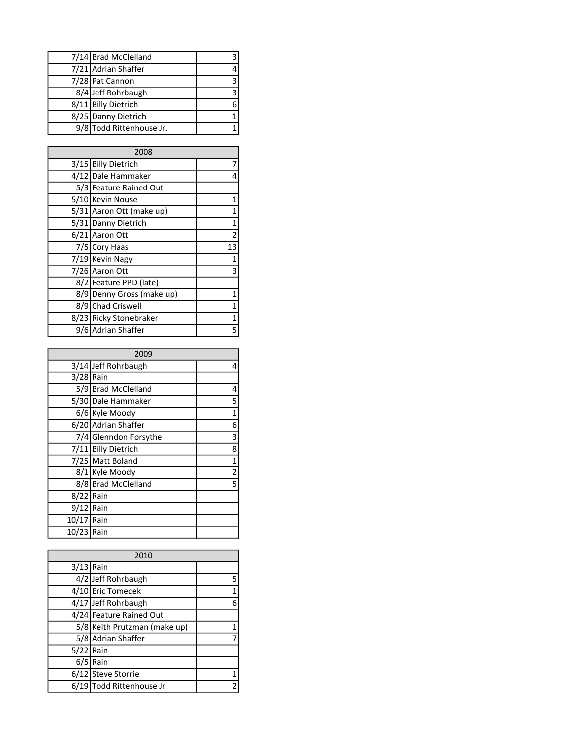| | | |
|---|---|---|
| 7/14 | Brad McClelland | 3 |
| 7/21 | Adrian Shaffer | 4 |
| 7/28 | Pat Cannon | 3 |
| 8/4 | Jeff Rohrbaugh | 3 |
| 8/11 | Billy Dietrich | 6 |
| 8/25 | Danny Dietrich | 1 |
| 9/8 | Todd Rittenhouse Jr. | 1 |

| 2008 | | |
|---|---|---|
| 3/15 | Billy Dietrich | 7 |
| 4/12 | Dale Hammaker | 4 |
| 5/3 | Feature Rained Out | |
| 5/10 | Kevin Nouse | 1 |
| 5/31 | Aaron Ott (make up) | 1 |
| 5/31 | Danny Dietrich | 1 |
| 6/21 | Aaron Ott | 2 |
| 7/5 | Cory Haas | 13 |
| 7/19 | Kevin Nagy | 1 |
| 7/26 | Aaron Ott | 3 |
| 8/2 | Feature PPD (late) | |
| 8/9 | Denny Gross (make up) | 1 |
| 8/9 | Chad Criswell | 1 |
| 8/23 | Ricky Stonebraker | 1 |
| 9/6 | Adrian Shaffer | 5 |

| 2009 | | |
|---|---|---|
| 3/14 | Jeff Rohrbaugh | 4 |
| 3/28 | Rain | |
| 5/9 | Brad McClelland | 4 |
| 5/30 | Dale Hammaker | 5 |
| 6/6 | Kyle Moody | 1 |
| 6/20 | Adrian Shaffer | 6 |
| 7/4 | Glenndon Forsythe | 3 |
| 7/11 | Billy Dietrich | 8 |
| 7/25 | Matt Boland | 1 |
| 8/1 | Kyle Moody | 2 |
| 8/8 | Brad McClelland | 5 |
| 8/22 | Rain | |
| 9/12 | Rain | |
| 10/17 | Rain | |
| 10/23 | Rain | |

| 2010 | | |
|---|---|---|
| 3/13 | Rain | |
| 4/2 | Jeff Rohrbaugh | 5 |
| 4/10 | Eric Tomecek | 1 |
| 4/17 | Jeff Rohrbaugh | 6 |
| 4/24 | Feature Rained Out | |
| 5/8 | Keith Prutzman (make up) | 1 |
| 5/8 | Adrian Shaffer | 7 |
| 5/22 | Rain | |
| 6/5 | Rain | |
| 6/12 | Steve Storrie | 1 |
| 6/19 | Todd Rittenhouse Jr | 2 |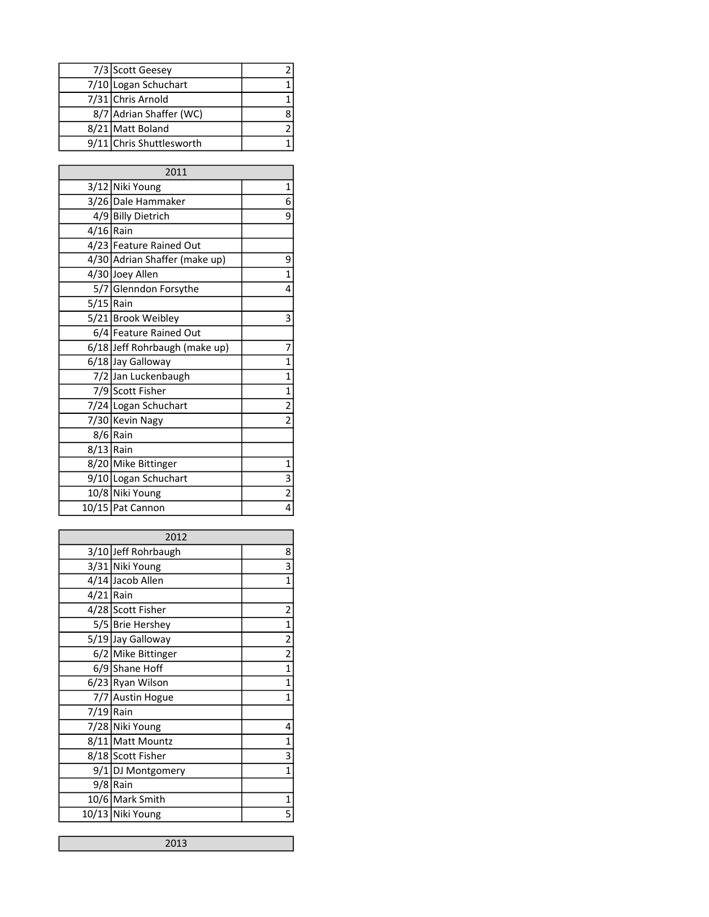| | | |
|---|---|---|
| 7/3 | Scott Geesey | 2 |
| 7/10 | Logan Schuchart | 1 |
| 7/31 | Chris Arnold | 1 |
| 8/7 | Adrian Shaffer (WC) | 8 |
| 8/21 | Matt Boland | 2 |
| 9/11 | Chris Shuttlesworth | 1 |

| 2011 | | |
|---|---|---|
| 3/12 | Niki Young | 1 |
| 3/26 | Dale Hammaker | 6 |
| 4/9 | Billy Dietrich | 9 |
| 4/16 | Rain | |
| 4/23 | Feature Rained Out | |
| 4/30 | Adrian Shaffer (make up) | 9 |
| 4/30 | Joey Allen | 1 |
| 5/7 | Glenndon Forsythe | 4 |
| 5/15 | Rain | |
| 5/21 | Brook Weibley | 3 |
| 6/4 | Feature Rained Out | |
| 6/18 | Jeff Rohrbaugh (make up) | 7 |
| 6/18 | Jay Galloway | 1 |
| 7/2 | Jan Luckenbaugh | 1 |
| 7/9 | Scott Fisher | 1 |
| 7/24 | Logan Schuchart | 2 |
| 7/30 | Kevin Nagy | 2 |
| 8/6 | Rain | |
| 8/13 | Rain | |
| 8/20 | Mike Bittinger | 1 |
| 9/10 | Logan Schuchart | 3 |
| 10/8 | Niki Young | 2 |
| 10/15 | Pat Cannon | 4 |

| 2012 | | |
|---|---|---|
| 3/10 | Jeff Rohrbaugh | 8 |
| 3/31 | Niki Young | 3 |
| 4/14 | Jacob Allen | 1 |
| 4/21 | Rain | |
| 4/28 | Scott Fisher | 2 |
| 5/5 | Brie Hershey | 1 |
| 5/19 | Jay Galloway | 2 |
| 6/2 | Mike Bittinger | 2 |
| 6/9 | Shane Hoff | 1 |
| 6/23 | Ryan Wilson | 1 |
| 7/7 | Austin Hogue | 1 |
| 7/19 | Rain | |
| 7/28 | Niki Young | 4 |
| 8/11 | Matt Mountz | 1 |
| 8/18 | Scott Fisher | 3 |
| 9/1 | DJ Montgomery | 1 |
| 9/8 | Rain | |
| 10/6 | Mark Smith | 1 |
| 10/13 | Niki Young | 5 |

| 2013 | | |
|---|---|---|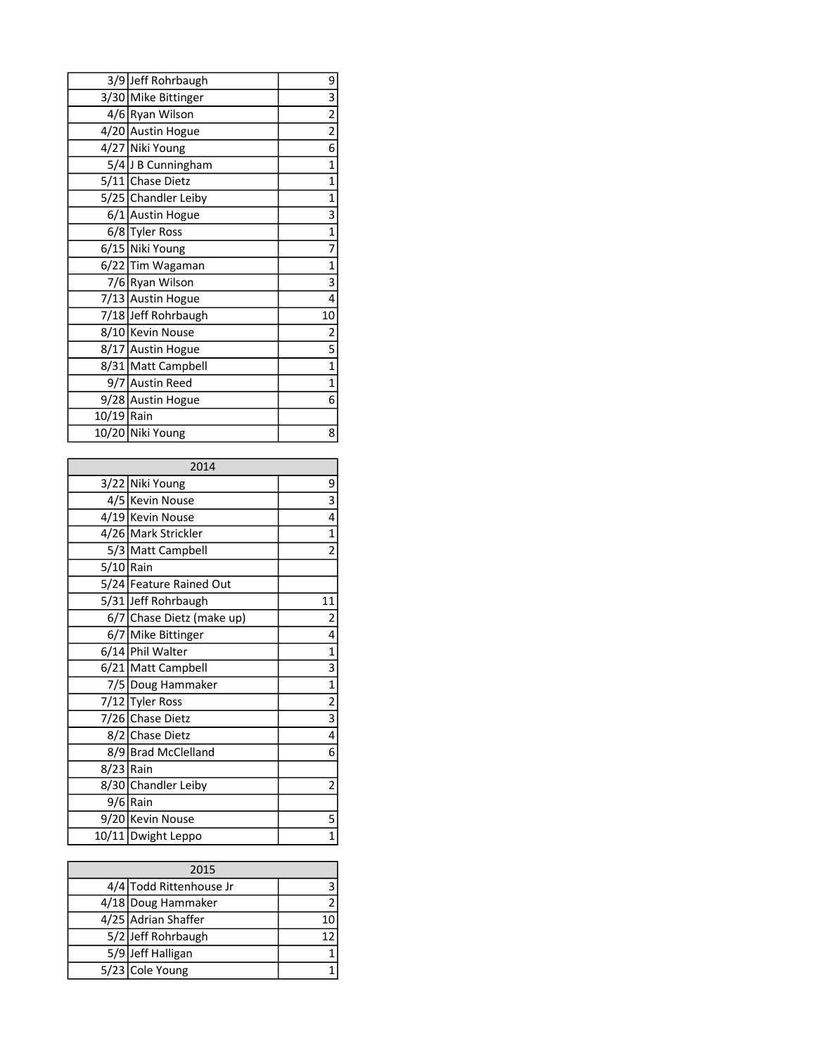| Date | Name | # |
|---|---|---|
| 3/9 | Jeff Rohrbaugh | 9 |
| 3/30 | Mike Bittinger | 3 |
| 4/6 | Ryan Wilson | 2 |
| 4/20 | Austin Hogue | 2 |
| 4/27 | Niki Young | 6 |
| 5/4 | J B Cunningham | 1 |
| 5/11 | Chase Dietz | 1 |
| 5/25 | Chandler Leiby | 1 |
| 6/1 | Austin Hogue | 3 |
| 6/8 | Tyler Ross | 1 |
| 6/15 | Niki Young | 7 |
| 6/22 | Tim Wagaman | 1 |
| 7/6 | Ryan Wilson | 3 |
| 7/13 | Austin Hogue | 4 |
| 7/18 | Jeff Rohrbaugh | 10 |
| 8/10 | Kevin Nouse | 2 |
| 8/17 | Austin Hogue | 5 |
| 8/31 | Matt Campbell | 1 |
| 9/7 | Austin Reed | 1 |
| 9/28 | Austin Hogue | 6 |
| 10/19 | Rain | |
| 10/20 | Niki Young | 8 |

| 2014 | | |
|---|---|---|
| 3/22 | Niki Young | 9 |
| 4/5 | Kevin Nouse | 3 |
| 4/19 | Kevin Nouse | 4 |
| 4/26 | Mark Strickler | 1 |
| 5/3 | Matt Campbell | 2 |
| 5/10 | Rain | |
| 5/24 | Feature Rained Out | |
| 5/31 | Jeff Rohrbaugh | 11 |
| 6/7 | Chase Dietz (make up) | 2 |
| 6/7 | Mike Bittinger | 4 |
| 6/14 | Phil Walter | 1 |
| 6/21 | Matt Campbell | 3 |
| 7/5 | Doug Hammaker | 1 |
| 7/12 | Tyler Ross | 2 |
| 7/26 | Chase Dietz | 3 |
| 8/2 | Chase Dietz | 4 |
| 8/9 | Brad McClelland | 6 |
| 8/23 | Rain | |
| 8/30 | Chandler Leiby | 2 |
| 9/6 | Rain | |
| 9/20 | Kevin Nouse | 5 |
| 10/11 | Dwight Leppo | 1 |

| 2015 | | |
|---|---|---|
| 4/4 | Todd Rittenhouse Jr | 3 |
| 4/18 | Doug Hammaker | 2 |
| 4/25 | Adrian Shaffer | 10 |
| 5/2 | Jeff Rohrbaugh | 12 |
| 5/9 | Jeff Halligan | 1 |
| 5/23 | Cole Young | 1 |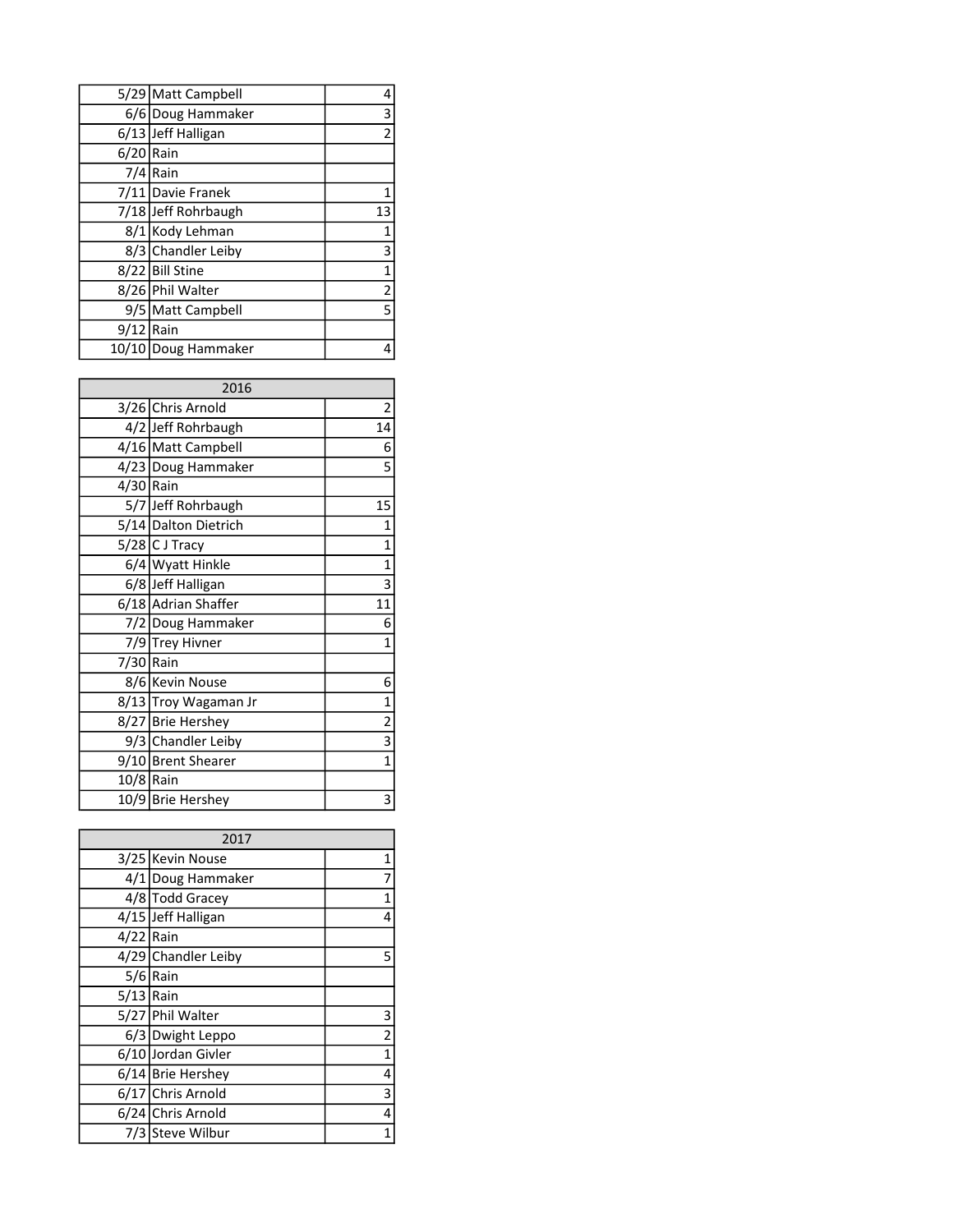| | | |
|---|---|---|
| 5/29 | Matt Campbell | 4 |
| 6/6 | Doug Hammaker | 3 |
| 6/13 | Jeff Halligan | 2 |
| 6/20 | Rain | |
| 7/4 | Rain | |
| 7/11 | Davie Franek | 1 |
| 7/18 | Jeff Rohrbaugh | 13 |
| 8/1 | Kody Lehman | 1 |
| 8/3 | Chandler Leiby | 3 |
| 8/22 | Bill Stine | 1 |
| 8/26 | Phil Walter | 2 |
| 9/5 | Matt Campbell | 5 |
| 9/12 | Rain | |
| 10/10 | Doug Hammaker | 4 |

| 2016 | | |
|---|---|---|
| 3/26 | Chris Arnold | 2 |
| 4/2 | Jeff Rohrbaugh | 14 |
| 4/16 | Matt Campbell | 6 |
| 4/23 | Doug Hammaker | 5 |
| 4/30 | Rain | |
| 5/7 | Jeff Rohrbaugh | 15 |
| 5/14 | Dalton Dietrich | 1 |
| 5/28 | C J Tracy | 1 |
| 6/4 | Wyatt Hinkle | 1 |
| 6/8 | Jeff Halligan | 3 |
| 6/18 | Adrian Shaffer | 11 |
| 7/2 | Doug Hammaker | 6 |
| 7/9 | Trey Hivner | 1 |
| 7/30 | Rain | |
| 8/6 | Kevin Nouse | 6 |
| 8/13 | Troy Wagaman Jr | 1 |
| 8/27 | Brie Hershey | 2 |
| 9/3 | Chandler Leiby | 3 |
| 9/10 | Brent Shearer | 1 |
| 10/8 | Rain | |
| 10/9 | Brie Hershey | 3 |

| 2017 | | |
|---|---|---|
| 3/25 | Kevin Nouse | 1 |
| 4/1 | Doug Hammaker | 7 |
| 4/8 | Todd Gracey | 1 |
| 4/15 | Jeff Halligan | 4 |
| 4/22 | Rain | |
| 4/29 | Chandler Leiby | 5 |
| 5/6 | Rain | |
| 5/13 | Rain | |
| 5/27 | Phil Walter | 3 |
| 6/3 | Dwight Leppo | 2 |
| 6/10 | Jordan Givler | 1 |
| 6/14 | Brie Hershey | 4 |
| 6/17 | Chris Arnold | 3 |
| 6/24 | Chris Arnold | 4 |
| 7/3 | Steve Wilbur | 1 |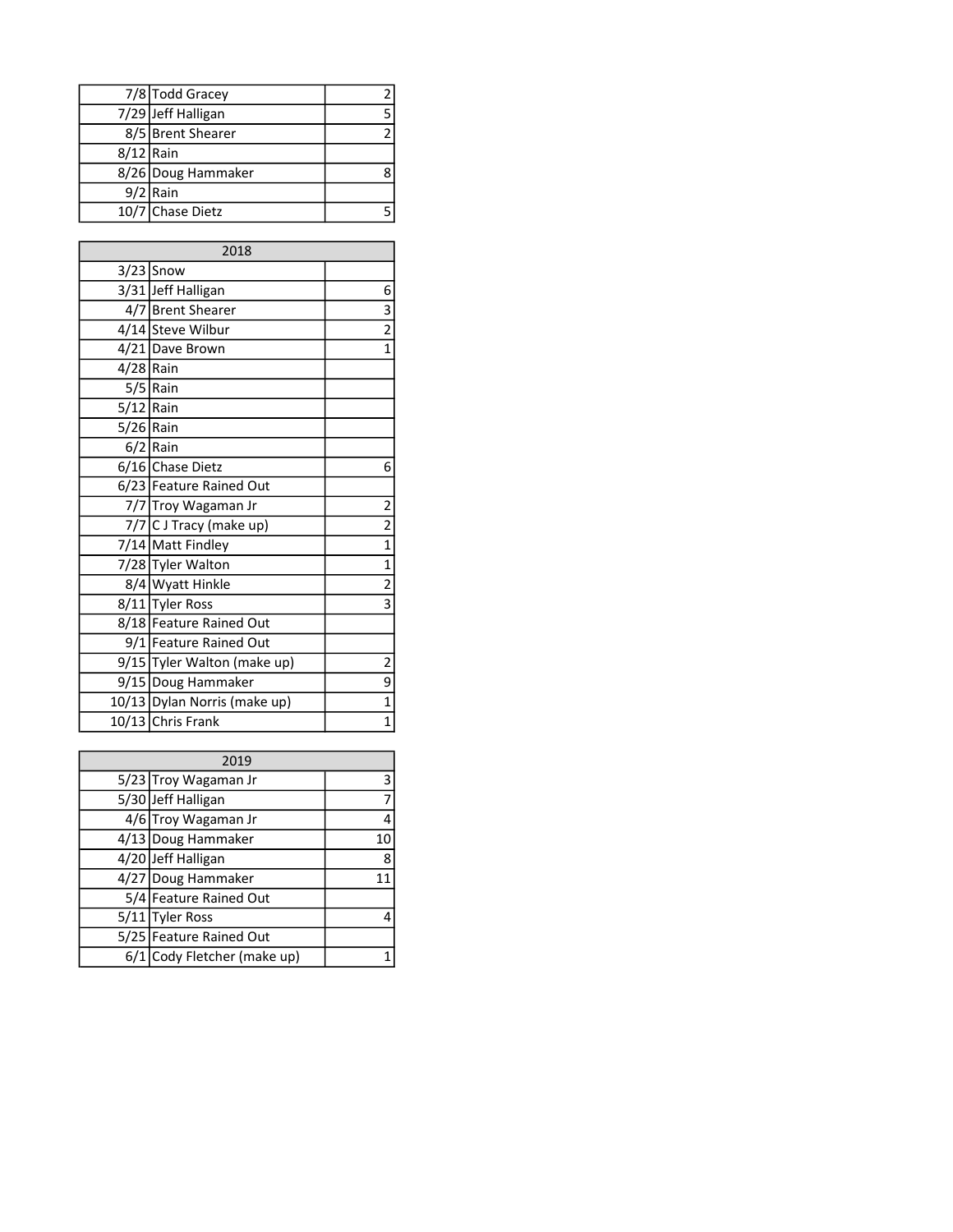| | | |
|---|---|---|
| 7/8 | Todd Gracey | 2 |
| 7/29 | Jeff Halligan | 5 |
| 8/5 | Brent Shearer | 2 |
| 8/12 | Rain | |
| 8/26 | Doug Hammaker | 8 |
| 9/2 | Rain | |
| 10/7 | Chase Dietz | 5 |

| 2018 | | |
|---|---|---|
| 3/23 | Snow | |
| 3/31 | Jeff Halligan | 6 |
| 4/7 | Brent Shearer | 3 |
| 4/14 | Steve Wilbur | 2 |
| 4/21 | Dave Brown | 1 |
| 4/28 | Rain | |
| 5/5 | Rain | |
| 5/12 | Rain | |
| 5/26 | Rain | |
| 6/2 | Rain | |
| 6/16 | Chase Dietz | 6 |
| 6/23 | Feature Rained Out | |
| 7/7 | Troy Wagaman Jr | 2 |
| 7/7 | C J Tracy (make up) | 2 |
| 7/14 | Matt Findley | 1 |
| 7/28 | Tyler Walton | 1 |
| 8/4 | Wyatt Hinkle | 2 |
| 8/11 | Tyler Ross | 3 |
| 8/18 | Feature Rained Out | |
| 9/1 | Feature Rained Out | |
| 9/15 | Tyler Walton (make up) | 2 |
| 9/15 | Doug Hammaker | 9 |
| 10/13 | Dylan Norris (make up) | 1 |
| 10/13 | Chris Frank | 1 |

| 2019 | | |
|---|---|---|
| 5/23 | Troy Wagaman Jr | 3 |
| 5/30 | Jeff Halligan | 7 |
| 4/6 | Troy Wagaman Jr | 4 |
| 4/13 | Doug Hammaker | 10 |
| 4/20 | Jeff Halligan | 8 |
| 4/27 | Doug Hammaker | 11 |
| 5/4 | Feature Rained Out | |
| 5/11 | Tyler Ross | 4 |
| 5/25 | Feature Rained Out | |
| 6/1 | Cody Fletcher (make up) | 1 |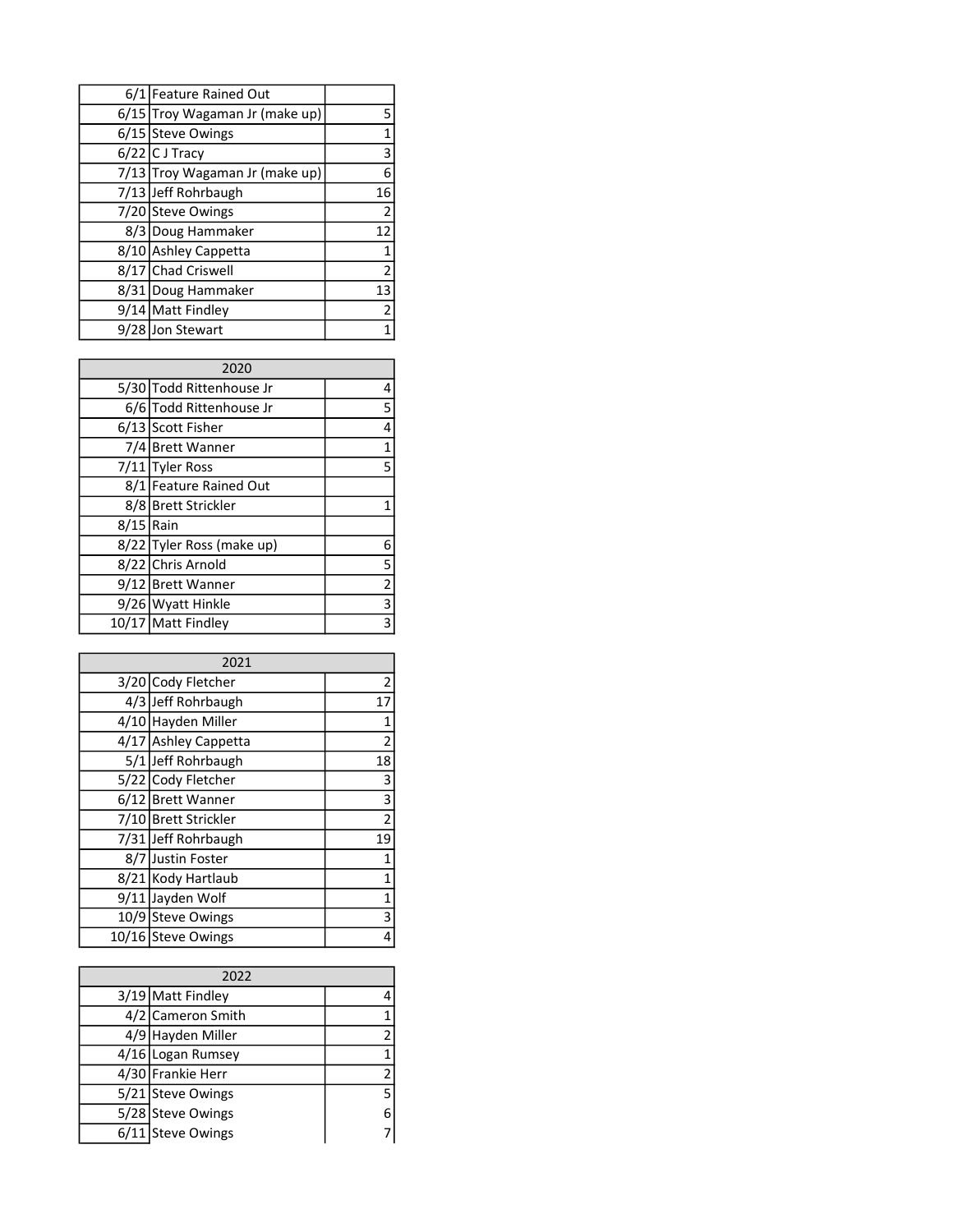| | | |
|---|---|---|
| 6/1 | Feature Rained Out | |
| 6/15 | Troy Wagaman Jr (make up) | 5 |
| 6/15 | Steve Owings | 1 |
| 6/22 | C J Tracy | 3 |
| 7/13 | Troy Wagaman Jr (make up) | 6 |
| 7/13 | Jeff Rohrbaugh | 16 |
| 7/20 | Steve Owings | 2 |
| 8/3 | Doug Hammaker | 12 |
| 8/10 | Ashley Cappetta | 1 |
| 8/17 | Chad Criswell | 2 |
| 8/31 | Doug Hammaker | 13 |
| 9/14 | Matt Findley | 2 |
| 9/28 | Jon Stewart | 1 |

| 2020 | | |
|---|---|---|
| 5/30 | Todd Rittenhouse Jr | 4 |
| 6/6 | Todd Rittenhouse Jr | 5 |
| 6/13 | Scott Fisher | 4 |
| 7/4 | Brett Wanner | 1 |
| 7/11 | Tyler Ross | 5 |
| 8/1 | Feature Rained Out | |
| 8/8 | Brett Strickler | 1 |
| 8/15 | Rain | |
| 8/22 | Tyler Ross (make up) | 6 |
| 8/22 | Chris Arnold | 5 |
| 9/12 | Brett Wanner | 2 |
| 9/26 | Wyatt Hinkle | 3 |
| 10/17 | Matt Findley | 3 |

| 2021 | | |
|---|---|---|
| 3/20 | Cody Fletcher | 2 |
| 4/3 | Jeff Rohrbaugh | 17 |
| 4/10 | Hayden Miller | 1 |
| 4/17 | Ashley Cappetta | 2 |
| 5/1 | Jeff Rohrbaugh | 18 |
| 5/22 | Cody Fletcher | 3 |
| 6/12 | Brett Wanner | 3 |
| 7/10 | Brett Strickler | 2 |
| 7/31 | Jeff Rohrbaugh | 19 |
| 8/7 | Justin Foster | 1 |
| 8/21 | Kody Hartlaub | 1 |
| 9/11 | Jayden Wolf | 1 |
| 10/9 | Steve Owings | 3 |
| 10/16 | Steve Owings | 4 |

| 2022 | | |
|---|---|---|
| 3/19 | Matt Findley | 4 |
| 4/2 | Cameron Smith | 1 |
| 4/9 | Hayden Miller | 2 |
| 4/16 | Logan Rumsey | 1 |
| 4/30 | Frankie Herr | 2 |
| 5/21 | Steve Owings | 5 |
| 5/28 | Steve Owings | 6 |
| 6/11 | Steve Owings | 7 |